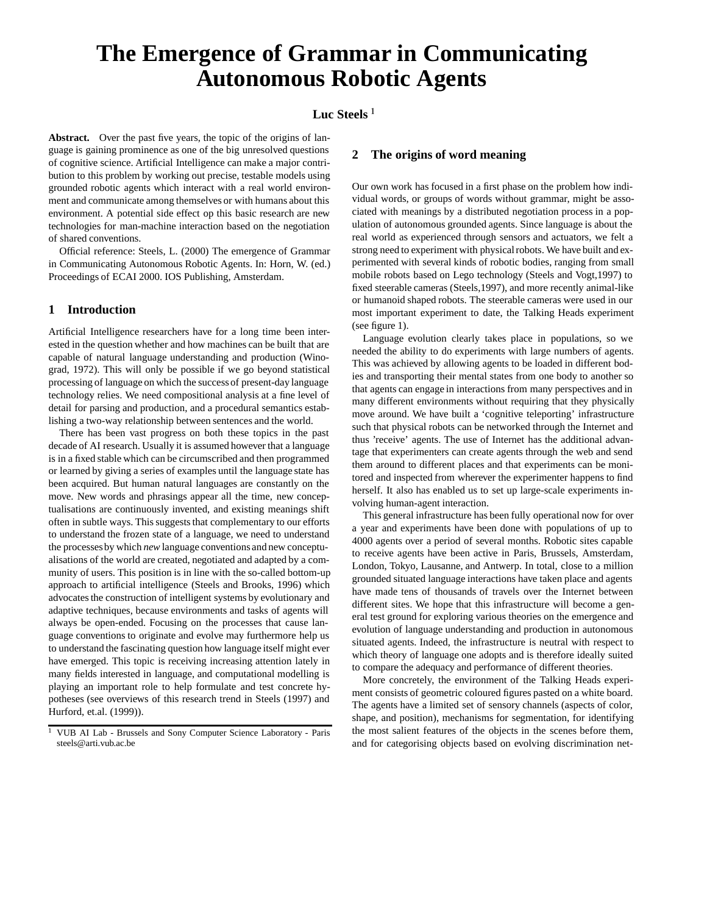# The Emergence of Grammar in Communicating Autonomous Robotic Agents

**Luc Steels** [1]

**Abstract.** Over the past five years, the topic of the origins of language is gaining prominence as one of the big unresolved questions of cognitive science. Artificial Intelligence can make a major contribution to this problem by working out precise, testable models using grounded robotic agents which interact with a real world environment and communicate among themselves or with humans about this environment. A potential side effect op this basic research are new technologies for man-machine interaction based on the negotiation of shared conventions.

Official reference: Steels, L. (2000) The emergence of Grammar in Communicating Autonomous Robotic Agents. In: Horn, W. (ed.) Proceedings of ECAI 2000. IOS Publishing, Amsterdam.

## 1 Introduction

Artificial Intelligence researchers have for a long time been interested in the question whether and how machines can be built that are capable of natural language understanding and production (Winograd, 1972). This will only be possible if we go beyond statistical processing of language on which the success of present-day language technology relies. We need compositional analysis at a fine level of detail for parsing and production, and a procedural semantics establishing a two-way relationship between sentences and the world.

There has been vast progress on both these topics in the past decade of AI research. Usually it is assumed however that a language is in a fixed stable which can be circumscribed and then programmed or learned by giving a series of examples until the language state has been acquired. But human natural languages are constantly on the move. New words and phrasings appear all the time, new conceptualisations are continuously invented, and existing meanings shift often in subtle ways. This suggests that complementary to our efforts to understand the frozen state of a language, we need to understand the processes by which *new* language conventions and new conceptualisations of the world are created, negotiated and adapted by a community of users. This position is in line with the so-called bottom-up approach to artificial intelligence (Steels and Brooks, 1996) which advocates the construction of intelligent systems by evolutionary and adaptive techniques, because environments and tasks of agents will always be open-ended. Focusing on the processes that cause language conventions to originate and evolve may furthermore help us to understand the fascinating question how language itself might ever have emerged. This topic is receiving increasing attention lately in many fields interested in language, and computational modelling is playing an important role to help formulate and test concrete hypotheses (see overviews of this research trend in Steels (1997) and Hurford, et.al. (1999)).

[1] VUB AI Lab - Brussels and Sony Computer Science Laboratory - Paris steels@arti.vub.ac.be

## 2 The origins of word meaning

Our own work has focused in a first phase on the problem how individual words, or groups of words without grammar, might be associated with meanings by a distributed negotiation process in a population of autonomous grounded agents. Since language is about the real world as experienced through sensors and actuators, we felt a strong need to experiment with physical robots. We have built and experimented with several kinds of robotic bodies, ranging from small mobile robots based on Lego technology (Steels and Vogt,1997) to fixed steerable cameras (Steels,1997), and more recently animal-like or humanoid shaped robots. The steerable cameras were used in our most important experiment to date, the Talking Heads experiment (see figure 1).

Language evolution clearly takes place in populations, so we needed the ability to do experiments with large numbers of agents. This was achieved by allowing agents to be loaded in different bodies and transporting their mental states from one body to another so that agents can engage in interactions from many perspectives and in many different environments without requiring that they physically move around. We have built a 'cognitive teleporting' infrastructure such that physical robots can be networked through the Internet and thus 'receive' agents. The use of Internet has the additional advantage that experimenters can create agents through the web and send them around to different places and that experiments can be monitored and inspected from wherever the experimenter happens to find herself. It also has enabled us to set up large-scale experiments involving human-agent interaction.

This general infrastructure has been fully operational now for over a year and experiments have been done with populations of up to 4000 agents over a period of several months. Robotic sites capable to receive agents have been active in Paris, Brussels, Amsterdam, London, Tokyo, Lausanne, and Antwerp. In total, close to a million grounded situated language interactions have taken place and agents have made tens of thousands of travels over the Internet between different sites. We hope that this infrastructure will become a general test ground for exploring various theories on the emergence and evolution of language understanding and production in autonomous situated agents. Indeed, the infrastructure is neutral with respect to which theory of language one adopts and is therefore ideally suited to compare the adequacy and performance of different theories.

More concretely, the environment of the Talking Heads experiment consists of geometric coloured figures pasted on a white board. The agents have a limited set of sensory channels (aspects of color, shape, and position), mechanisms for segmentation, for identifying the most salient features of the objects in the scenes before them, and for categorising objects based on evolving discrimination net-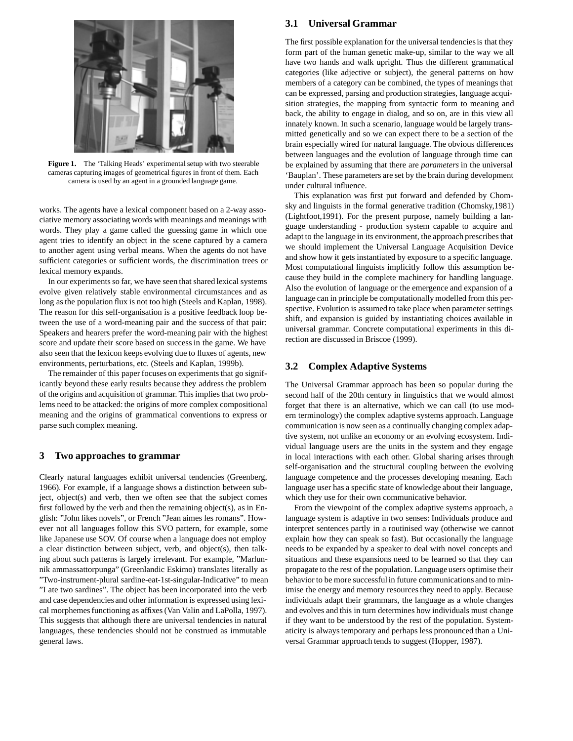Figure 1. The 'Talking Heads' experimental setup with two steerable cameras capturing images of geometrical figures in front of them. Each camera is used by an agent in a grounded language game.

works. The agents have a lexical component based on a 2-way associative memory associating words with meanings and meanings with words. They play a game called the guessing game in which one agent tries to identify an object in the scene captured by a camera to another agent using verbal means. When the agents do not have sufficient categories or sufficient words, the discrimination trees or lexical memory expands.

In our experiments so far, we have seen that shared lexical systems evolve given relatively stable environmental circumstances and as long as the population flux is not too high (Steels and Kaplan, 1998). The reason for this self-organisation is a positive feedback loop between the use of a word-meaning pair and the success of that pair: Speakers and hearers prefer the word-meaning pair with the highest score and update their score based on success in the game. We have also seen that the lexicon keeps evolving due to fluxes of agents, new environments, perturbations, etc. (Steels and Kaplan, 1999b).

The remainder of this paper focuses on experiments that go significantly beyond these early results because they address the problem of the origins and acquisition of grammar. This implies that two problems need to be attacked: the origins of more complex compositional meaning and the origins of grammatical conventions to express or parse such complex meaning.

## 3 Two approaches to grammar

Clearly natural languages exhibit universal tendencies (Greenberg, 1966). For example, if a language shows a distinction between subject, object(s) and verb, then we often see that the subject comes first followed by the verb and then the remaining object(s), as in English: "John likes novels", or French "Jean aimes les romans". However not all languages follow this SVO pattern, for example, some like Japanese use SOV. Of course when a language does not employ a clear distinction between subject, verb, and object(s), then talking about such patterns is largely irrelevant. For example, "Marlunnik ammassattorpunga" (Greenlandic Eskimo) translates literally as "Two-instrument-plural sardine-eat-1st-singular-Indicative" to mean "I ate two sardines". The object has been incorporated into the verb and case dependencies and other information is expressed using lexical morphemes functioning as affixes (Van Valin and LaPolla, 1997). This suggests that although there are universal tendencies in natural languages, these tendencies should not be construed as immutable general laws.

### 3.1 Universal Grammar

The first possible explanation for the universal tendencies is that they form part of the human genetic make-up, similar to the way we all have two hands and walk upright. Thus the different grammatical categories (like adjective or subject), the general patterns on how members of a category can be combined, the types of meanings that can be expressed, parsing and production strategies, language acquisition strategies, the mapping from syntactic form to meaning and back, the ability to engage in dialog, and so on, are in this view all innately known. In such a scenario, language would be largely transmitted genetically and so we can expect there to be a section of the brain especially wired for natural language. The obvious differences between languages and the evolution of language through time can be explained by assuming that there are *parameters* in the universal 'Bauplan'. These parameters are set by the brain during development under cultural influence.

This explanation was first put forward and defended by Chomsky and linguists in the formal generative tradition (Chomsky,1981) (Lightfoot,1991). For the present purpose, namely building a language understanding - production system capable to acquire and adapt to the language in its environment, the approach prescribes that we should implement the Universal Language Acquisition Device and show how it gets instantiated by exposure to a specific language. Most computational linguists implicitly follow this assumption because they build in the complete machinery for handling language. Also the evolution of language or the emergence and expansion of a language can in principle be computationally modelled from this perspective. Evolution is assumed to take place when parameter settings shift, and expansion is guided by instantiating choices available in universal grammar. Concrete computational experiments in this direction are discussed in Briscoe (1999).

### 3.2 Complex Adaptive Systems

The Universal Grammar approach has been so popular during the second half of the 20th century in linguistics that we would almost forget that there is an alternative, which we can call (to use modern terminology) the complex adaptive systems approach. Language communication is now seen as a continually changing complex adaptive system, not unlike an economy or an evolving ecosystem. Individual language users are the units in the system and they engage in local interactions with each other. Global sharing arises through self-organisation and the structural coupling between the evolving language competence and the processes developing meaning. Each language user has a specific state of knowledge about their language, which they use for their own communicative behavior.

From the viewpoint of the complex adaptive systems approach, a language system is adaptive in two senses: Individuals produce and interpret sentences partly in a routinised way (otherwise we cannot explain how they can speak so fast). But occasionally the language needs to be expanded by a speaker to deal with novel concepts and situations and these expansions need to be learned so that they can propagate to the rest of the population. Language users optimise their behavior to be more successful in future communications and to minimise the energy and memory resources they need to apply. Because individuals adapt their grammars, the language as a whole changes and evolves and this in turn determines how individuals must change if they want to be understood by the rest of the population. Systematicity is always temporary and perhaps less pronounced than a Universal Grammar approach tends to suggest (Hopper, 1987).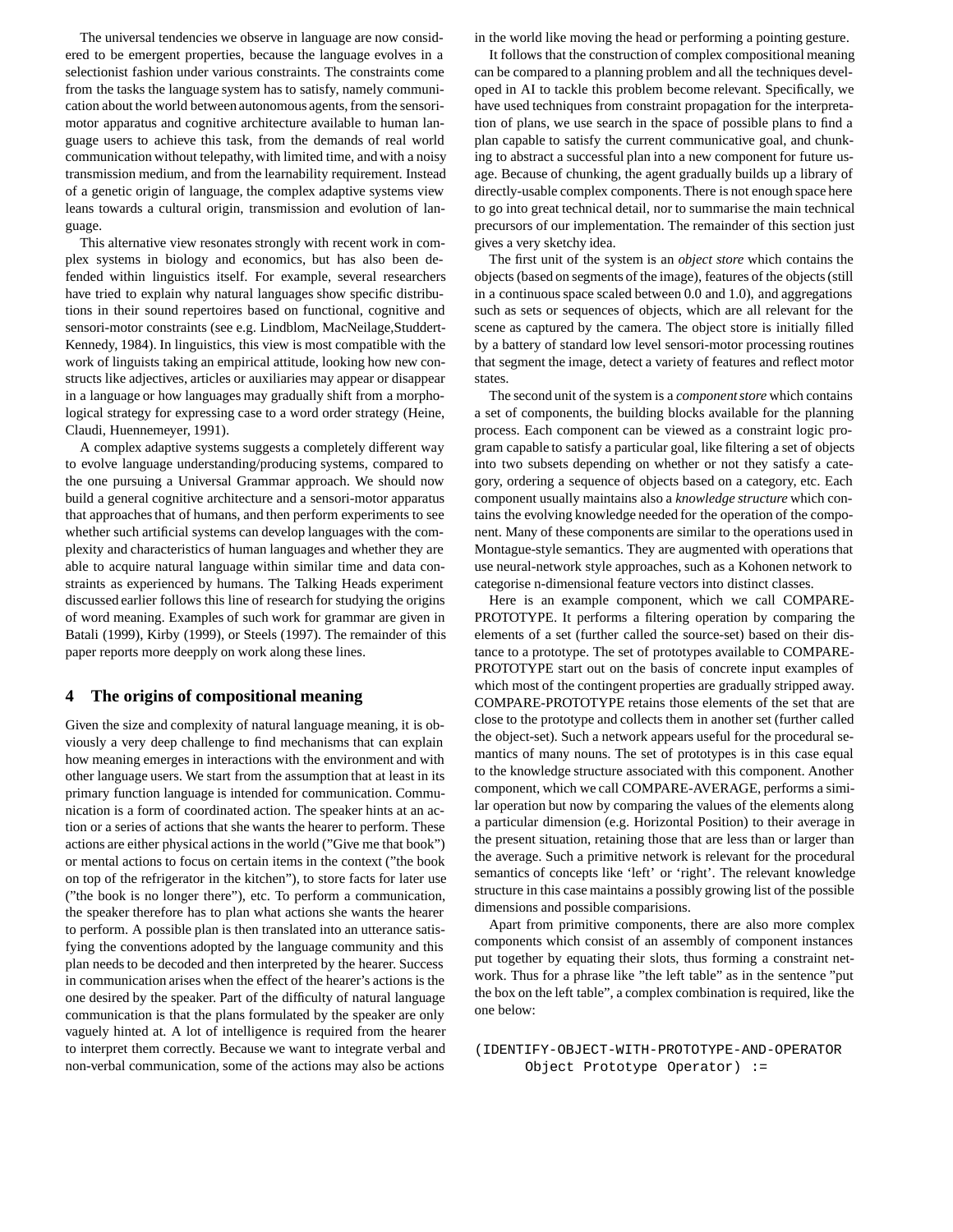The universal tendencies we observe in language are now considered to be emergent properties, because the language evolves in a selectionist fashion under various constraints. The constraints come from the tasks the language system has to satisfy, namely communication about the world between autonomous agents, from the sensori-motor apparatus and cognitive architecture available to human language users to achieve this task, from the demands of real world communication without telepathy, with limited time, and with a noisy transmission medium, and from the learnability requirement. Instead of a genetic origin of language, the complex adaptive systems view leans towards a cultural origin, transmission and evolution of language.

This alternative view resonates strongly with recent work in complex systems in biology and economics, but has also been defended within linguistics itself. For example, several researchers have tried to explain why natural languages show specific distributions in their sound repertoires based on functional, cognitive and sensori-motor constraints (see e.g. Lindblom, MacNeilage,Studdert-Kennedy, 1984). In linguistics, this view is most compatible with the work of linguists taking an empirical attitude, looking how new constructs like adjectives, articles or auxiliaries may appear or disappear in a language or how languages may gradually shift from a morphological strategy for expressing case to a word order strategy (Heine, Claudi, Huennemeyer, 1991).

A complex adaptive systems suggests a completely different way to evolve language understanding/producing systems, compared to the one pursuing a Universal Grammar approach. We should now build a general cognitive architecture and a sensori-motor apparatus that approaches that of humans, and then perform experiments to see whether such artificial systems can develop languages with the complexity and characteristics of human languages and whether they are able to acquire natural language within similar time and data constraints as experienced by humans. The Talking Heads experiment discussed earlier follows this line of research for studying the origins of word meaning. Examples of such work for grammar are given in Batali (1999), Kirby (1999), or Steels (1997). The remainder of this paper reports more deepply on work along these lines.

## 4 The origins of compositional meaning

Given the size and complexity of natural language meaning, it is obviously a very deep challenge to find mechanisms that can explain how meaning emerges in interactions with the environment and with other language users. We start from the assumption that at least in its primary function language is intended for communication. Communication is a form of coordinated action. The speaker hints at an action or a series of actions that she wants the hearer to perform. These actions are either physical actions in the world ("Give me that book") or mental actions to focus on certain items in the context ("the book on top of the refrigerator in the kitchen"), to store facts for later use ("the book is no longer there"), etc. To perform a communication, the speaker therefore has to plan what actions she wants the hearer to perform. A possible plan is then translated into an utterance satisfying the conventions adopted by the language community and this plan needs to be decoded and then interpreted by the hearer. Success in communication arises when the effect of the hearer's actions is the one desired by the speaker. Part of the difficulty of natural language communication is that the plans formulated by the speaker are only vaguely hinted at. A lot of intelligence is required from the hearer to interpret them correctly. Because we want to integrate verbal and non-verbal communication, some of the actions may also be actions in the world like moving the head or performing a pointing gesture.

It follows that the construction of complex compositional meaning can be compared to a planning problem and all the techniques developed in AI to tackle this problem become relevant. Specifically, we have used techniques from constraint propagation for the interpretation of plans, we use search in the space of possible plans to find a plan capable to satisfy the current communicative goal, and chunking to abstract a successful plan into a new component for future usage. Because of chunking, the agent gradually builds up a library of directly-usable complex components. There is not enough space here to go into great technical detail, nor to summarise the main technical precursors of our implementation. The remainder of this section just gives a very sketchy idea.

The first unit of the system is an *object store* which contains the objects (based on segments of the image), features of the objects (still in a continuous space scaled between 0.0 and 1.0), and aggregations such as sets or sequences of objects, which are all relevant for the scene as captured by the camera. The object store is initially filled by a battery of standard low level sensori-motor processing routines that segment the image, detect a variety of features and reflect motor states.

The second unit of the system is a *component store* which contains a set of components, the building blocks available for the planning process. Each component can be viewed as a constraint logic program capable to satisfy a particular goal, like filtering a set of objects into two subsets depending on whether or not they satisfy a category, ordering a sequence of objects based on a category, etc. Each component usually maintains also a *knowledge structure* which contains the evolving knowledge needed for the operation of the component. Many of these components are similar to the operations used in Montague-style semantics. They are augmented with operations that use neural-network style approaches, such as a Kohonen network to categorise n-dimensional feature vectors into distinct classes.

Here is an example component, which we call COMPARE-PROTOTYPE. It performs a filtering operation by comparing the elements of a set (further called the source-set) based on their distance to a prototype. The set of prototypes available to COMPARE-PROTOTYPE start out on the basis of concrete input examples of which most of the contingent properties are gradually stripped away. COMPARE-PROTOTYPE retains those elements of the set that are close to the prototype and collects them in another set (further called the object-set). Such a network appears useful for the procedural semantics of many nouns. The set of prototypes is in this case equal to the knowledge structure associated with this component. Another component, which we call COMPARE-AVERAGE, performs a similar operation but now by comparing the values of the elements along a particular dimension (e.g. Horizontal Position) to their average in the present situation, retaining those that are less than or larger than the average. Such a primitive network is relevant for the procedural semantics of concepts like 'left' or 'right'. The relevant knowledge structure in this case maintains a possibly growing list of the possible dimensions and possible comparisions.

Apart from primitive components, there are also more complex components which consist of an assembly of component instances put together by equating their slots, thus forming a constraint network. Thus for a phrase like "the left table" as in the sentence "put the box on the left table", a complex combination is required, like the one below:

```
(IDENTIFY-OBJECT-WITH-PROTOTYPE-AND-OPERATOR
      Object Prototype Operator) :=
```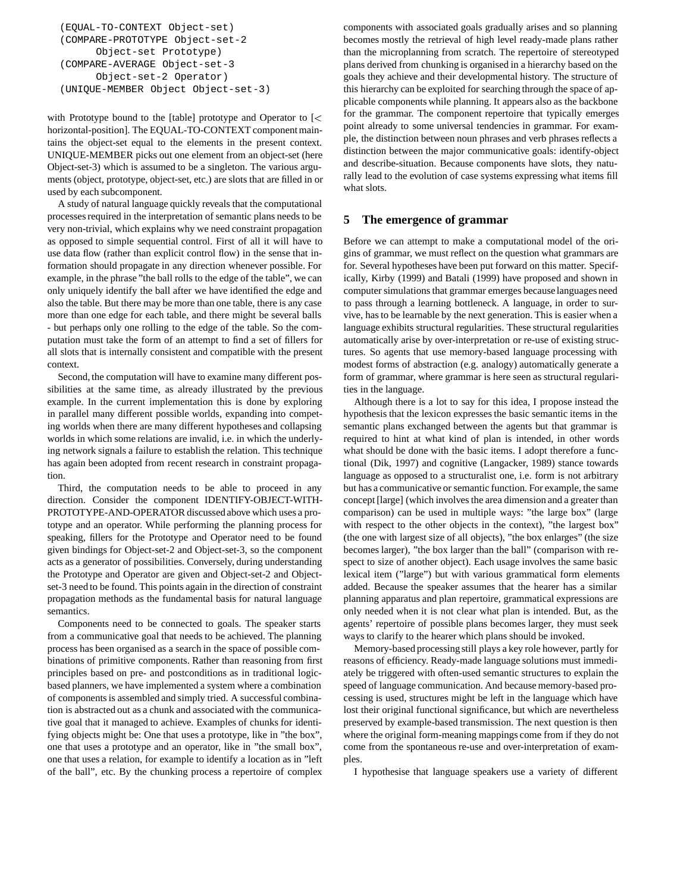```
(EQUAL-TO-CONTEXT Object-set)
(COMPARE-PROTOTYPE Object-set-2
      Object-set Prototype)
(COMPARE-AVERAGE Object-set-3
      Object-set-2 Operator)
(UNIQUE-MEMBER Object Object-set-3)
```

with Prototype bound to the [table] prototype and Operator to [< horizontal-position]. The EQUAL-TO-CONTEXT component maintains the object-set equal to the elements in the present context. UNIQUE-MEMBER picks out one element from an object-set (here Object-set-3) which is assumed to be a singleton. The various arguments (object, prototype, object-set, etc.) are slots that are filled in or used by each subcomponent.

A study of natural language quickly reveals that the computational processes required in the interpretation of semantic plans needs to be very non-trivial, which explains why we need constraint propagation as opposed to simple sequential control. First of all it will have to use data flow (rather than explicit control flow) in the sense that information should propagate in any direction whenever possible. For example, in the phrase "the ball rolls to the edge of the table", we can only uniquely identify the ball after we have identified the edge and also the table. But there may be more than one table, there is any case more than one edge for each table, and there might be several balls - but perhaps only one rolling to the edge of the table. So the computation must take the form of an attempt to find a set of fillers for all slots that is internally consistent and compatible with the present context.

Second, the computation will have to examine many different possibilities at the same time, as already illustrated by the previous example. In the current implementation this is done by exploring in parallel many different possible worlds, expanding into competing worlds when there are many different hypotheses and collapsing worlds in which some relations are invalid, i.e. in which the underlying network signals a failure to establish the relation. This technique has again been adopted from recent research in constraint propagation.

Third, the computation needs to be able to proceed in any direction. Consider the component IDENTIFY-OBJECT-WITH-PROTOTYPE-AND-OPERATOR discussed above which uses a prototype and an operator. While performing the planning process for speaking, fillers for the Prototype and Operator need to be found given bindings for Object-set-2 and Object-set-3, so the component acts as a generator of possibilities. Conversely, during understanding the Prototype and Operator are given and Object-set-2 and Object-set-3 need to be found. This points again in the direction of constraint propagation methods as the fundamental basis for natural language semantics.

Components need to be connected to goals. The speaker starts from a communicative goal that needs to be achieved. The planning process has been organised as a search in the space of possible combinations of primitive components. Rather than reasoning from first principles based on pre- and postconditions as in traditional logic-based planners, we have implemented a system where a combination of components is assembled and simply tried. A successful combination is abstracted out as a chunk and associated with the communicative goal that it managed to achieve. Examples of chunks for identifying objects might be: One that uses a prototype, like in "the box", one that uses a prototype and an operator, like in "the small box", one that uses a relation, for example to identify a location as in "left of the ball", etc. By the chunking process a repertoire of complex components with associated goals gradually arises and so planning becomes mostly the retrieval of high level ready-made plans rather than the microplanning from scratch. The repertoire of stereotyped plans derived from chunking is organised in a hierarchy based on the goals they achieve and their developmental history. The structure of this hierarchy can be exploited for searching through the space of applicable components while planning. It appears also as the backbone for the grammar. The component repertoire that typically emerges point already to some universal tendencies in grammar. For example, the distinction between noun phrases and verb phrases reflects a distinction between the major communicative goals: identify-object and describe-situation. Because components have slots, they naturally lead to the evolution of case systems expressing what items fill what slots.

## 5 The emergence of grammar

Before we can attempt to make a computational model of the origins of grammar, we must reflect on the question what grammars are for. Several hypotheses have been put forward on this matter. Specifically, Kirby (1999) and Batali (1999) have proposed and shown in computer simulations that grammar emerges because languages need to pass through a learning bottleneck. A language, in order to survive, has to be learnable by the next generation. This is easier when a language exhibits structural regularities. These structural regularities automatically arise by over-interpretation or re-use of existing structures. So agents that use memory-based language processing with modest forms of abstraction (e.g. analogy) automatically generate a form of grammar, where grammar is here seen as structural regularities in the language.

Although there is a lot to say for this idea, I propose instead the hypothesis that the lexicon expresses the basic semantic items in the semantic plans exchanged between the agents but that grammar is required to hint at what kind of plan is intended, in other words what should be done with the basic items. I adopt therefore a functional (Dik, 1997) and cognitive (Langacker, 1989) stance towards language as opposed to a structuralist one, i.e. form is not arbitrary but has a communicative or semantic function. For example, the same concept [large] (which involves the area dimension and a greater than comparison) can be used in multiple ways: "the large box" (large with respect to the other objects in the context), "the largest box" (the one with largest size of all objects), "the box enlarges" (the size becomes larger), "the box larger than the ball" (comparison with respect to size of another object). Each usage involves the same basic lexical item ("large") but with various grammatical form elements added. Because the speaker assumes that the hearer has a similar planning apparatus and plan repertoire, grammatical expressions are only needed when it is not clear what plan is intended. But, as the agents' repertoire of possible plans becomes larger, they must seek ways to clarify to the hearer which plans should be invoked.

Memory-based processing still plays a key role however, partly for reasons of efficiency. Ready-made language solutions must immediately be triggered with often-used semantic structures to explain the speed of language communication. And because memory-based processing is used, structures might be left in the language which have lost their original functional significance, but which are nevertheless preserved by example-based transmission. The next question is then where the original form-meaning mappings come from if they do not come from the spontaneous re-use and over-interpretation of examples.

I hypothesise that language speakers use a variety of different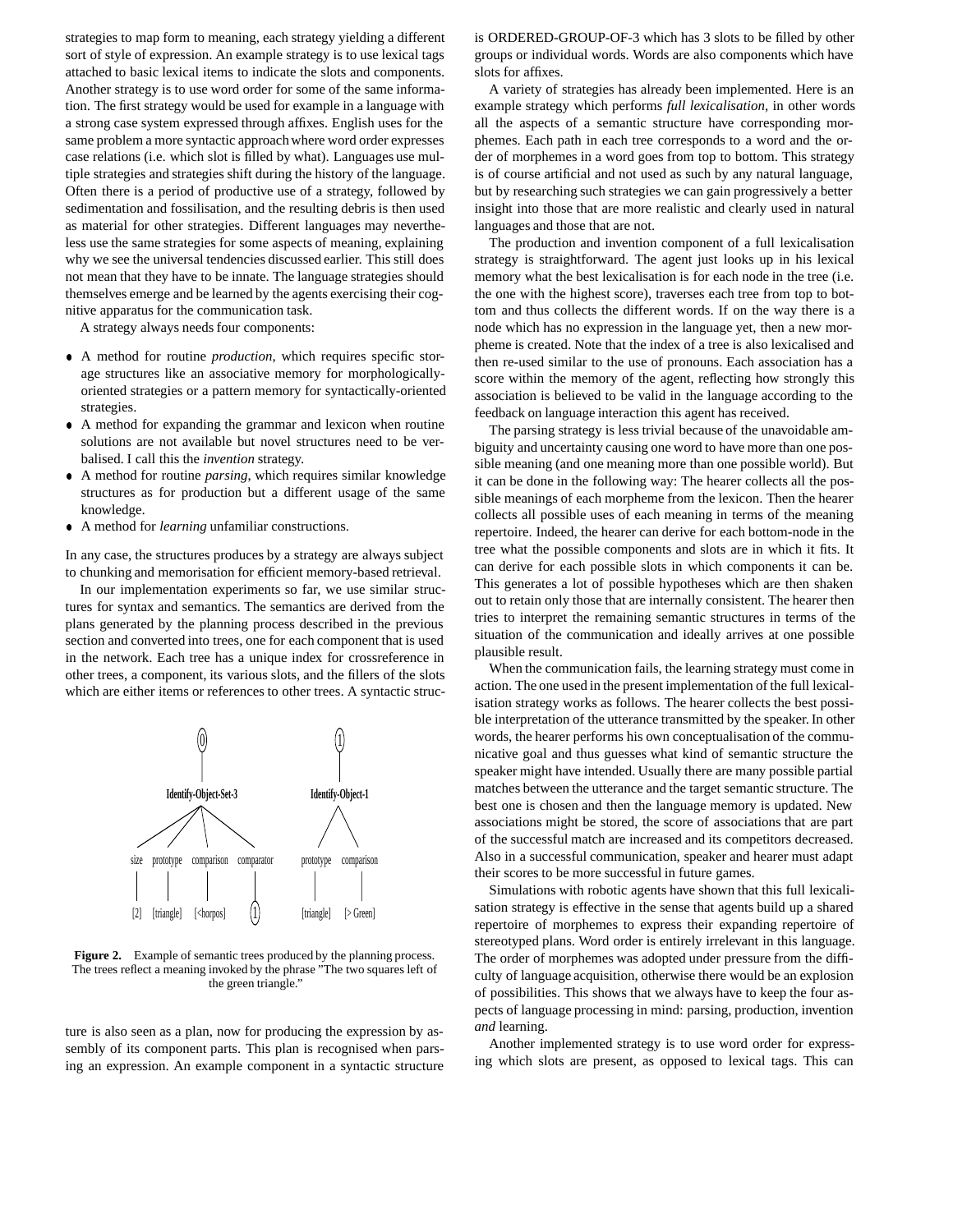strategies to map form to meaning, each strategy yielding a different sort of style of expression. An example strategy is to use lexical tags attached to basic lexical items to indicate the slots and components. Another strategy is to use word order for some of the same information. The first strategy would be used for example in a language with a strong case system expressed through affixes. English uses for the same problem a more syntactic approach where word order expresses case relations (i.e. which slot is filled by what). Languages use multiple strategies and strategies shift during the history of the language. Often there is a period of productive use of a strategy, followed by sedimentation and fossilisation, and the resulting debris is then used as material for other strategies. Different languages may nevertheless use the same strategies for some aspects of meaning, explaining why we see the universal tendencies discussed earlier. This still does not mean that they have to be innate. The language strategies should themselves emerge and be learned by the agents exercising their cognitive apparatus for the communication task.

A strategy always needs four components:

- A method for routine *production*, which requires specific storage structures like an associative memory for morphologically-oriented strategies or a pattern memory for syntactically-oriented strategies.
- A method for expanding the grammar and lexicon when routine solutions are not available but novel structures need to be verbalised. I call this the *invention* strategy.
- A method for routine *parsing*, which requires similar knowledge structures as for production but a different usage of the same knowledge.
- A method for *learning* unfamiliar constructions.

In any case, the structures produces by a strategy are always subject to chunking and memorisation for efficient memory-based retrieval.

In our implementation experiments so far, we use similar structures for syntax and semantics. The semantics are derived from the plans generated by the planning process described in the previous section and converted into trees, one for each component that is used in the network. Each tree has a unique index for crossreference in other trees, a component, its various slots, and the fillers of the slots which are either items or references to other trees. A syntactic structure is also seen as a plan, now for producing the expression by assembly of its component parts. This plan is recognised when parsing an expression. An example component in a syntactic structure is ORDERED-GROUP-OF-3 which has 3 slots to be filled by other groups or individual words. Words are also components which have slots for affixes.

```
        (0)                                        (1)
         |                                          |
  Identify-Object-Set-3                      Identify-Object-1
   /      |        |        \                   /        \
size  prototype comparison comparator      prototype  comparison
  |       |        |          |                |          |
 [2]  [triangle] [<horpos]   (1)          [triangle]  [> Green]
```

**Figure 2.** Example of semantic trees produced by the planning process. The trees reflect a meaning invoked by the phrase "The two squares left of the green triangle."

A variety of strategies has already been implemented. Here is an example strategy which performs *full lexicalisation*, in other words all the aspects of a semantic structure have corresponding morphemes. Each path in each tree corresponds to a word and the order of morphemes in a word goes from top to bottom. This strategy is of course artificial and not used as such by any natural language, but by researching such strategies we can gain progressively a better insight into those that are more realistic and clearly used in natural languages and those that are not.

The production and invention component of a full lexicalisation strategy is straightforward. The agent just looks up in his lexical memory what the best lexicalisation is for each node in the tree (i.e. the one with the highest score), traverses each tree from top to bottom and thus collects the different words. If on the way there is a node which has no expression in the language yet, then a new morpheme is created. Note that the index of a tree is also lexicalised and then re-used similar to the use of pronouns. Each association has a score within the memory of the agent, reflecting how strongly this association is believed to be valid in the language according to the feedback on language interaction this agent has received.

The parsing strategy is less trivial because of the unavoidable ambiguity and uncertainty causing one word to have more than one possible meaning (and one meaning more than one possible world). But it can be done in the following way: The hearer collects all the possible meanings of each morpheme from the lexicon. Then the hearer collects all possible uses of each meaning in terms of the meaning repertoire. Indeed, the hearer can derive for each bottom-node in the tree what the possible components and slots are in which it fits. It can derive for each possible slots in which components it can be. This generates a lot of possible hypotheses which are then shaken out to retain only those that are internally consistent. The hearer then tries to interpret the remaining semantic structures in terms of the situation of the communication and ideally arrives at one possible plausible result.

When the communication fails, the learning strategy must come in action. The one used in the present implementation of the full lexicalisation strategy works as follows. The hearer collects the best possible interpretation of the utterance transmitted by the speaker. In other words, the hearer performs his own conceptualisation of the communicative goal and thus guesses what kind of semantic structure the speaker might have intended. Usually there are many possible partial matches between the utterance and the target semantic structure. The best one is chosen and then the language memory is updated. New associations might be stored, the score of associations that are part of the successful match are increased and its competitors decreased. Also in a successful communication, speaker and hearer must adapt their scores to be more successful in future games.

Simulations with robotic agents have shown that this full lexicalisation strategy is effective in the sense that agents build up a shared repertoire of morphemes to express their expanding repertoire of stereotyped plans. Word order is entirely irrelevant in this language. The order of morphemes was adopted under pressure from the difficulty of language acquisition, otherwise there would be an explosion of possibilities. This shows that we always have to keep the four aspects of language processing in mind: parsing, production, invention *and* learning.

Another implemented strategy is to use word order for expressing which slots are present, as opposed to lexical tags. This can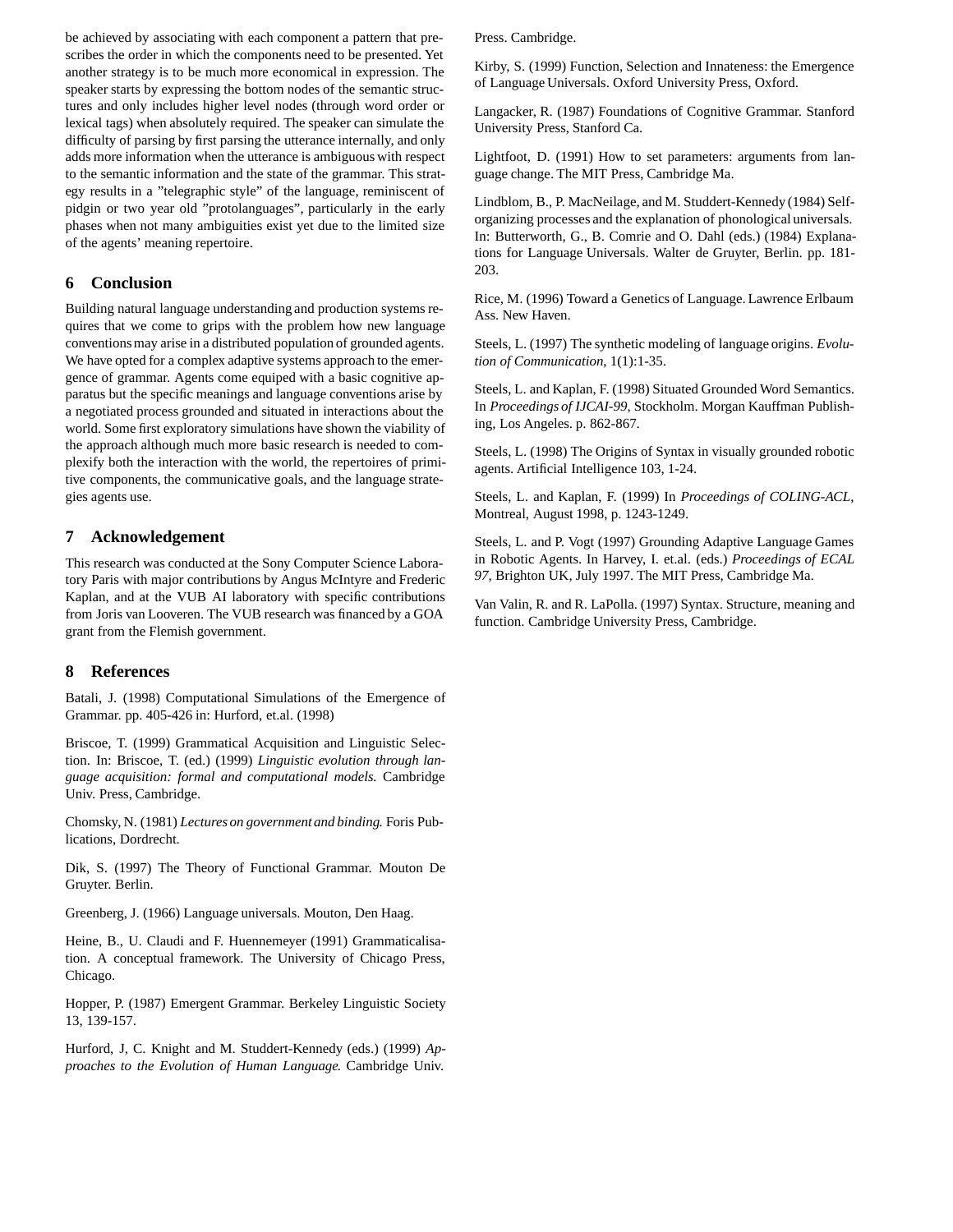be achieved by associating with each component a pattern that prescribes the order in which the components need to be presented. Yet another strategy is to be much more economical in expression. The speaker starts by expressing the bottom nodes of the semantic structures and only includes higher level nodes (through word order or lexical tags) when absolutely required. The speaker can simulate the difficulty of parsing by first parsing the utterance internally, and only adds more information when the utterance is ambiguous with respect to the semantic information and the state of the grammar. This strategy results in a "telegraphic style" of the language, reminiscent of pidgin or two year old "protolanguages", particularly in the early phases when not many ambiguities exist yet due to the limited size of the agents' meaning repertoire.

## 6 Conclusion

Building natural language understanding and production systems requires that we come to grips with the problem how new language conventions may arise in a distributed population of grounded agents. We have opted for a complex adaptive systems approach to the emergence of grammar. Agents come equiped with a basic cognitive apparatus but the specific meanings and language conventions arise by a negotiated process grounded and situated in interactions about the world. Some first exploratory simulations have shown the viability of the approach although much more basic research is needed to complexify both the interaction with the world, the repertoires of primitive components, the communicative goals, and the language strategies agents use.

## 7 Acknowledgement

This research was conducted at the Sony Computer Science Laboratory Paris with major contributions by Angus McIntyre and Frederic Kaplan, and at the VUB AI laboratory with specific contributions from Joris van Looveren. The VUB research was financed by a GOA grant from the Flemish government.

## 8 References

Batali, J. (1998) Computational Simulations of the Emergence of Grammar. pp. 405-426 in: Hurford, et.al. (1998)

Briscoe, T. (1999) Grammatical Acquisition and Linguistic Selection. In: Briscoe, T. (ed.) (1999) *Linguistic evolution through language acquisition: formal and computational models.* Cambridge Univ. Press, Cambridge.

Chomsky, N. (1981) *Lectures on government and binding.* Foris Publications, Dordrecht.

Dik, S. (1997) The Theory of Functional Grammar. Mouton De Gruyter. Berlin.

Greenberg, J. (1966) Language universals. Mouton, Den Haag.

Heine, B., U. Claudi and F. Huennemeyer (1991) Grammaticalisation. A conceptual framework. The University of Chicago Press, Chicago.

Hopper, P. (1987) Emergent Grammar. Berkeley Linguistic Society 13, 139-157.

Hurford, J, C. Knight and M. Studdert-Kennedy (eds.) (1999) *Approaches to the Evolution of Human Language.* Cambridge Univ. Press. Cambridge.

Kirby, S. (1999) Function, Selection and Innateness: the Emergence of Language Universals. Oxford University Press, Oxford.

Langacker, R. (1987) Foundations of Cognitive Grammar. Stanford University Press, Stanford Ca.

Lightfoot, D. (1991) How to set parameters: arguments from language change. The MIT Press, Cambridge Ma.

Lindblom, B., P. MacNeilage, and M. Studdert-Kennedy (1984) Self-organizing processes and the explanation of phonological universals. In: Butterworth, G., B. Comrie and O. Dahl (eds.) (1984) Explanations for Language Universals. Walter de Gruyter, Berlin. pp. 181-203.

Rice, M. (1996) Toward a Genetics of Language. Lawrence Erlbaum Ass. New Haven.

Steels, L. (1997) The synthetic modeling of language origins. *Evolution of Communication*, 1(1):1-35.

Steels, L. and Kaplan, F. (1998) Situated Grounded Word Semantics. In *Proceedings of IJCAI-99*, Stockholm. Morgan Kauffman Publishing, Los Angeles. p. 862-867.

Steels, L. (1998) The Origins of Syntax in visually grounded robotic agents. Artificial Intelligence 103, 1-24.

Steels, L. and Kaplan, F. (1999) In *Proceedings of COLING-ACL*, Montreal, August 1998, p. 1243-1249.

Steels, L. and P. Vogt (1997) Grounding Adaptive Language Games in Robotic Agents. In Harvey, I. et.al. (eds.) *Proceedings of ECAL 97*, Brighton UK, July 1997. The MIT Press, Cambridge Ma.

Van Valin, R. and R. LaPolla. (1997) Syntax. Structure, meaning and function. Cambridge University Press, Cambridge.